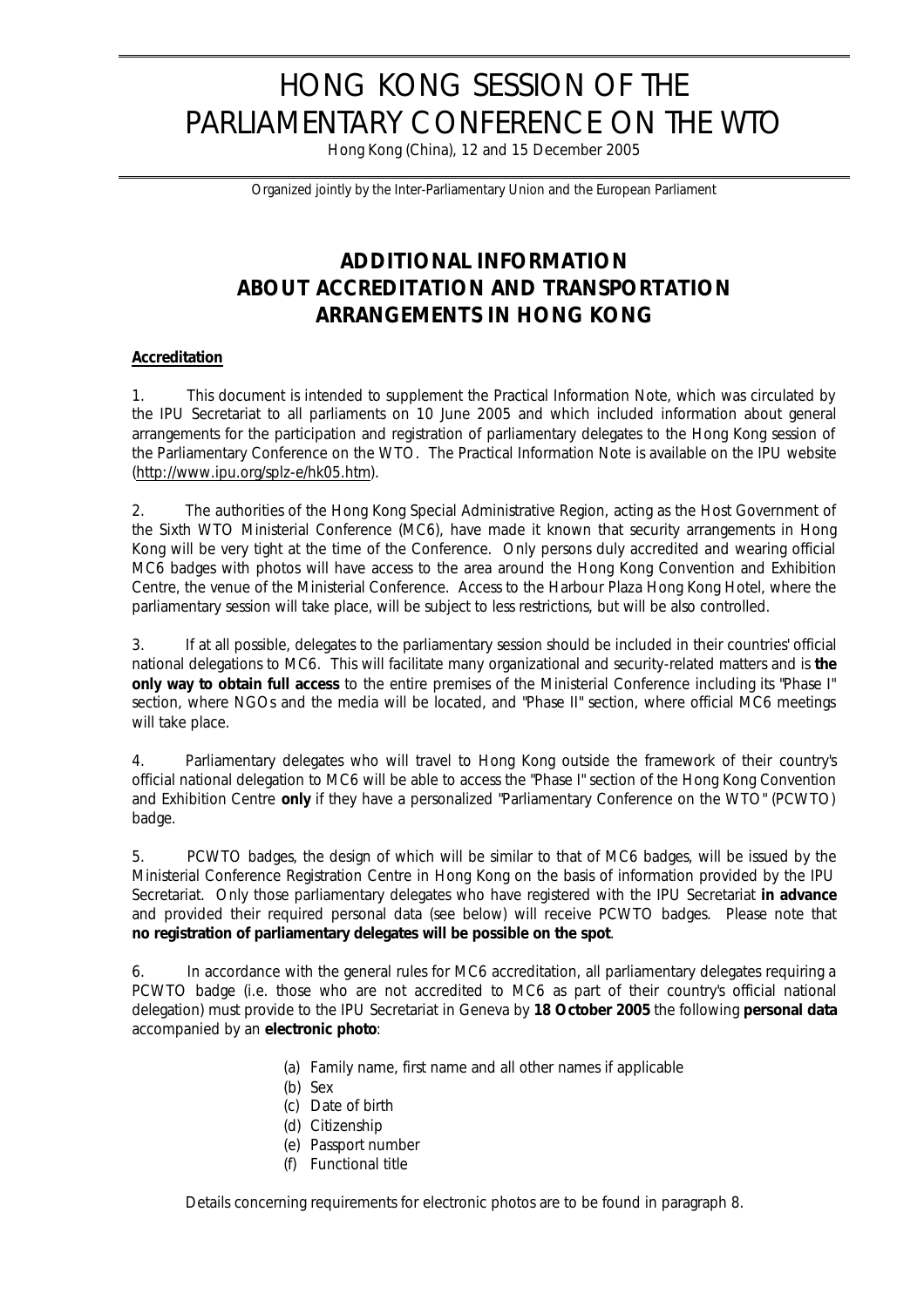# HONG KONG SESSION OF THE PARLIAMENTARY CONFERENCE ON THE WTO

Hong Kong (China), 12 and 15 December 2005

Organized jointly by the Inter-Parliamentary Union and the European Parliament

## ADDITIONAL INFORMATION ABOUT ACCREDITATION AND TRANSPORTATION ARRANGEMENTS IN HONG KONG

### Accreditation

1. This document is intended to supplement the Practical Information Note, which was circulated by the IPU Secretariat to all parliaments on 10 June 2005 and which included information about general arrangements for the participation and registration of parliamentary delegates to the Hong Kong session of the Parliamentary Conference on the WTO. The Practical Information Note is available on the IPU website (http://www.ipu.org/splz-e/hk05.htm).

2. The authorities of the Hong Kong Special Administrative Region, acting as the Host Government of the Sixth WTO Ministerial Conference (MC6), have made it known that security arrangements in Hong Kong will be very tight at the time of the Conference. Only persons duly accredited and wearing official MC6 badges with photos will have access to the area around the Hong Kong Convention and Exhibition Centre, the venue of the Ministerial Conference. Access to the Harbour Plaza Hong Kong Hotel, where the parliamentary session will take place, will be subject to less restrictions, but will be also controlled.

3. If at all possible, delegates to the parliamentary session should be included in their countries' official national delegations to MC6. This will facilitate many organizational and security-related matters and is **the only way to obtain full access** to the entire premises of the Ministerial Conference including its "Phase I" section, where NGOs and the media will be located, and "Phase II" section, where official MC6 meetings will take place.

4. Parliamentary delegates who will travel to Hong Kong outside the framework of their country's official national delegation to MC6 will be able to access the "Phase I" section of the Hong Kong Convention and Exhibition Centre **only** if they have a personalized "Parliamentary Conference on the WTO" (PCWTO) badge.

5. PCWTO badges, the design of which will be similar to that of MC6 badges, will be issued by the Ministerial Conference Registration Centre in Hong Kong on the basis of information provided by the IPU Secretariat. Only those parliamentary delegates who have registered with the IPU Secretariat **in advance** and provided their required personal data (see below) will receive PCWTO badges. Please note that **no registration of parliamentary delegates will be possible on the spot**.

6. In accordance with the general rules for MC6 accreditation, all parliamentary delegates requiring a PCWTO badge (i.e. those who are not accredited to MC6 as part of their country's official national delegation) must provide to the IPU Secretariat in Geneva by **18 October 2005** the following **personal data** accompanied by an **electronic photo**:

(a) Family name, first name and all other names if applicable
(b) Sex
(c) Date of birth
(d) Citizenship
(e) Passport number
(f) Functional title

Details concerning requirements for electronic photos are to be found in paragraph 8.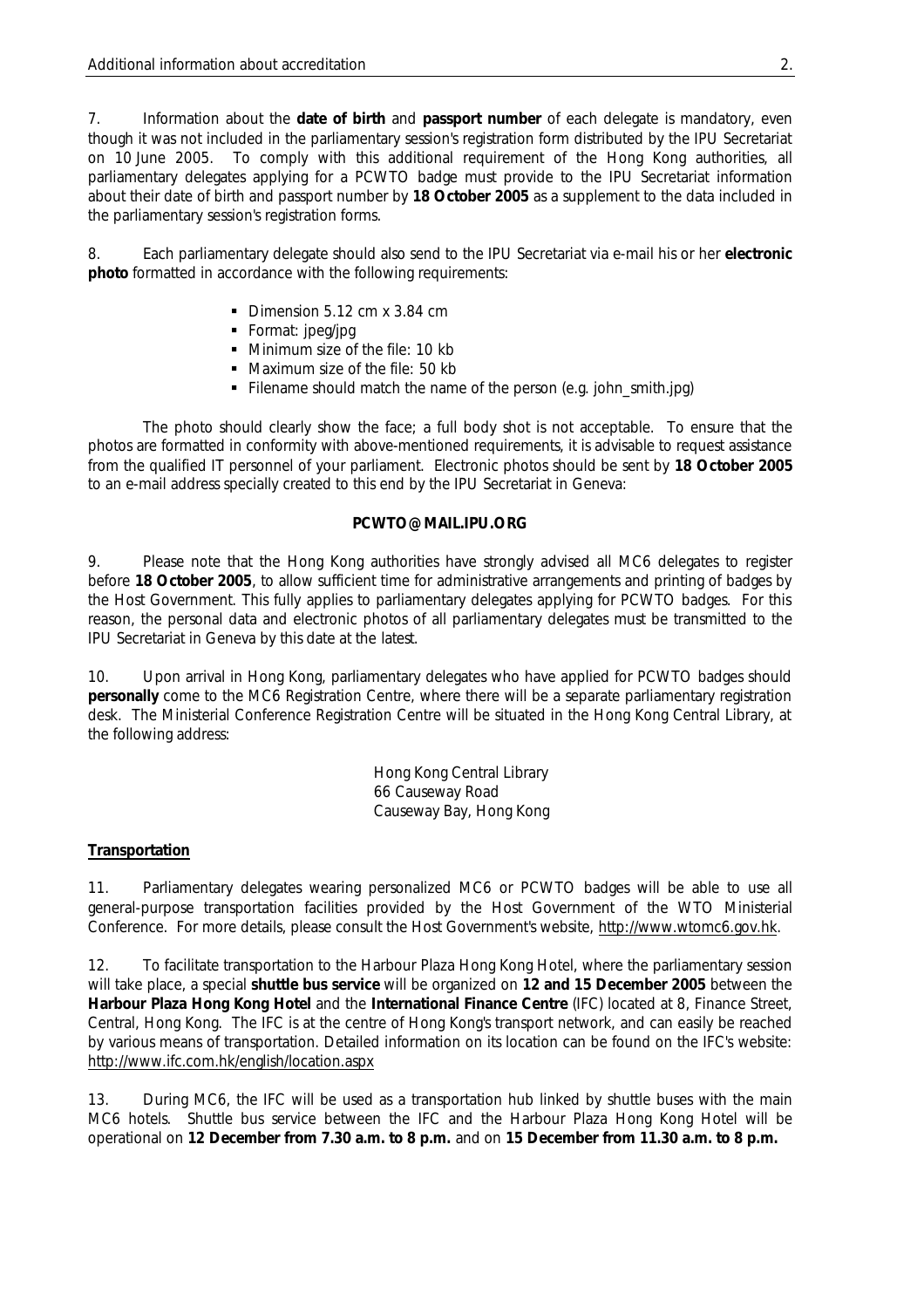7. Information about the **date of birth** and **passport number** of each delegate is mandatory, even though it was not included in the parliamentary session's registration form distributed by the IPU Secretariat on 10 June 2005. To comply with this additional requirement of the Hong Kong authorities, all parliamentary delegates applying for a PCWTO badge must provide to the IPU Secretariat information about their date of birth and passport number by **18 October 2005** as a supplement to the data included in the parliamentary session's registration forms.

8. Each parliamentary delegate should also send to the IPU Secretariat via e-mail his or her **electronic photo** formatted in accordance with the following requirements:

- Dimension 5.12 cm x 3.84 cm
- Format: jpeg/jpg
- Minimum size of the file: 10 kb
- Maximum size of the file: 50 kb
- Filename should match the name of the person (e.g. john_smith.jpg)

The photo should clearly show the face; a full body shot is not acceptable. To ensure that the photos are formatted in conformity with above-mentioned requirements, it is advisable to request assistance from the qualified IT personnel of your parliament. Electronic photos should be sent by **18 October 2005** to an e-mail address specially created to this end by the IPU Secretariat in Geneva:

**PCWTO@MAIL.IPU.ORG**

9. Please note that the Hong Kong authorities have strongly advised all MC6 delegates to register before **18 October 2005**, to allow sufficient time for administrative arrangements and printing of badges by the Host Government. This fully applies to parliamentary delegates applying for PCWTO badges. For this reason, the personal data and electronic photos of all parliamentary delegates must be transmitted to the IPU Secretariat in Geneva by this date at the latest.

10. Upon arrival in Hong Kong, parliamentary delegates who have applied for PCWTO badges should **personally** come to the MC6 Registration Centre, where there will be a separate parliamentary registration desk. The Ministerial Conference Registration Centre will be situated in the Hong Kong Central Library, at the following address:

Hong Kong Central Library
66 Causeway Road
Causeway Bay, Hong Kong

**Transportation**

11. Parliamentary delegates wearing personalized MC6 or PCWTO badges will be able to use all general-purpose transportation facilities provided by the Host Government of the WTO Ministerial Conference. For more details, please consult the Host Government's website, http://www.wtomc6.gov.hk.

12. To facilitate transportation to the Harbour Plaza Hong Kong Hotel, where the parliamentary session will take place, a special **shuttle bus service** will be organized on **12 and 15 December 2005** between the **Harbour Plaza Hong Kong Hotel** and the **International Finance Centre** (IFC) located at 8, Finance Street, Central, Hong Kong. The IFC is at the centre of Hong Kong's transport network, and can easily be reached by various means of transportation. Detailed information on its location can be found on the IFC's website: http://www.ifc.com.hk/english/location.aspx

13. During MC6, the IFC will be used as a transportation hub linked by shuttle buses with the main MC6 hotels. Shuttle bus service between the IFC and the Harbour Plaza Hong Kong Hotel will be operational on **12 December from 7.30 a.m. to 8 p.m.** and on **15 December from 11.30 a.m. to 8 p.m.**